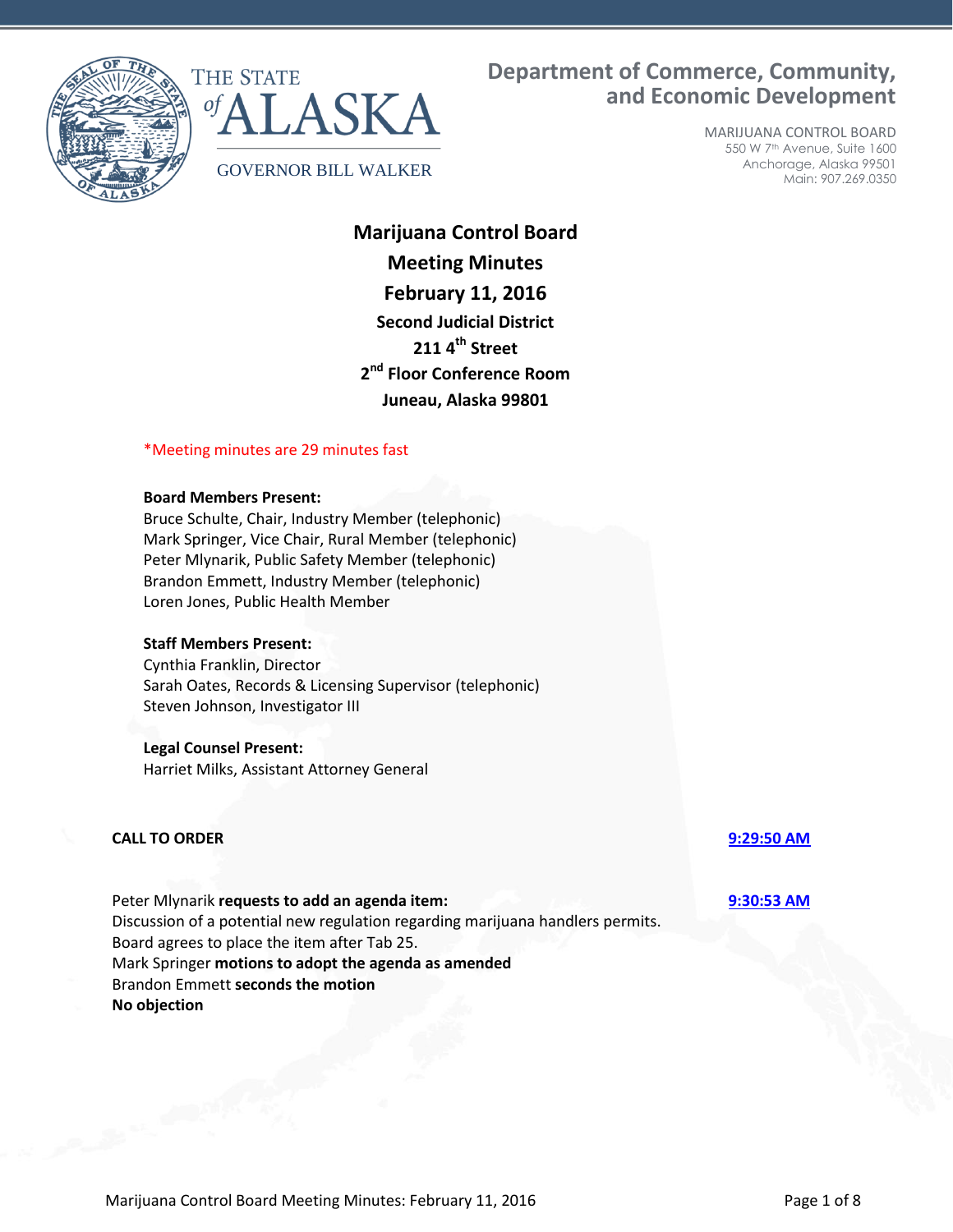THE STATE of ALASKA

GOVERNOR BILL WALKER

**Department of Commerce, Community, and Economic Development**

MARIJUANA CONTROL BOARD
550 W 7th Avenue, Suite 1600
Anchorage, Alaska 99501
Main: 907.269.0350

# Marijuana Control Board
## Meeting Minutes
## February 11, 2016

**Second Judicial District**
**211 4th Street**
**2nd Floor Conference Room**
**Juneau, Alaska 99801**

*Meeting minutes are 29 minutes fast

**Board Members Present:**
Bruce Schulte, Chair, Industry Member (telephonic)
Mark Springer, Vice Chair, Rural Member (telephonic)
Peter Mlynarik, Public Safety Member (telephonic)
Brandon Emmett, Industry Member (telephonic)
Loren Jones, Public Health Member

**Staff Members Present:**
Cynthia Franklin, Director
Sarah Oates, Records & Licensing Supervisor (telephonic)
Steven Johnson, Investigator III

**Legal Counsel Present:**
Harriet Milks, Assistant Attorney General

**CALL TO ORDER** — **9:29:50 AM**

Peter Mlynarik **requests to add an agenda item:** — **9:30:53 AM**
Discussion of a potential new regulation regarding marijuana handlers permits.
Board agrees to place the item after Tab 25.
Mark Springer **motions to adopt the agenda as amended**
Brandon Emmett **seconds the motion**
**No objection**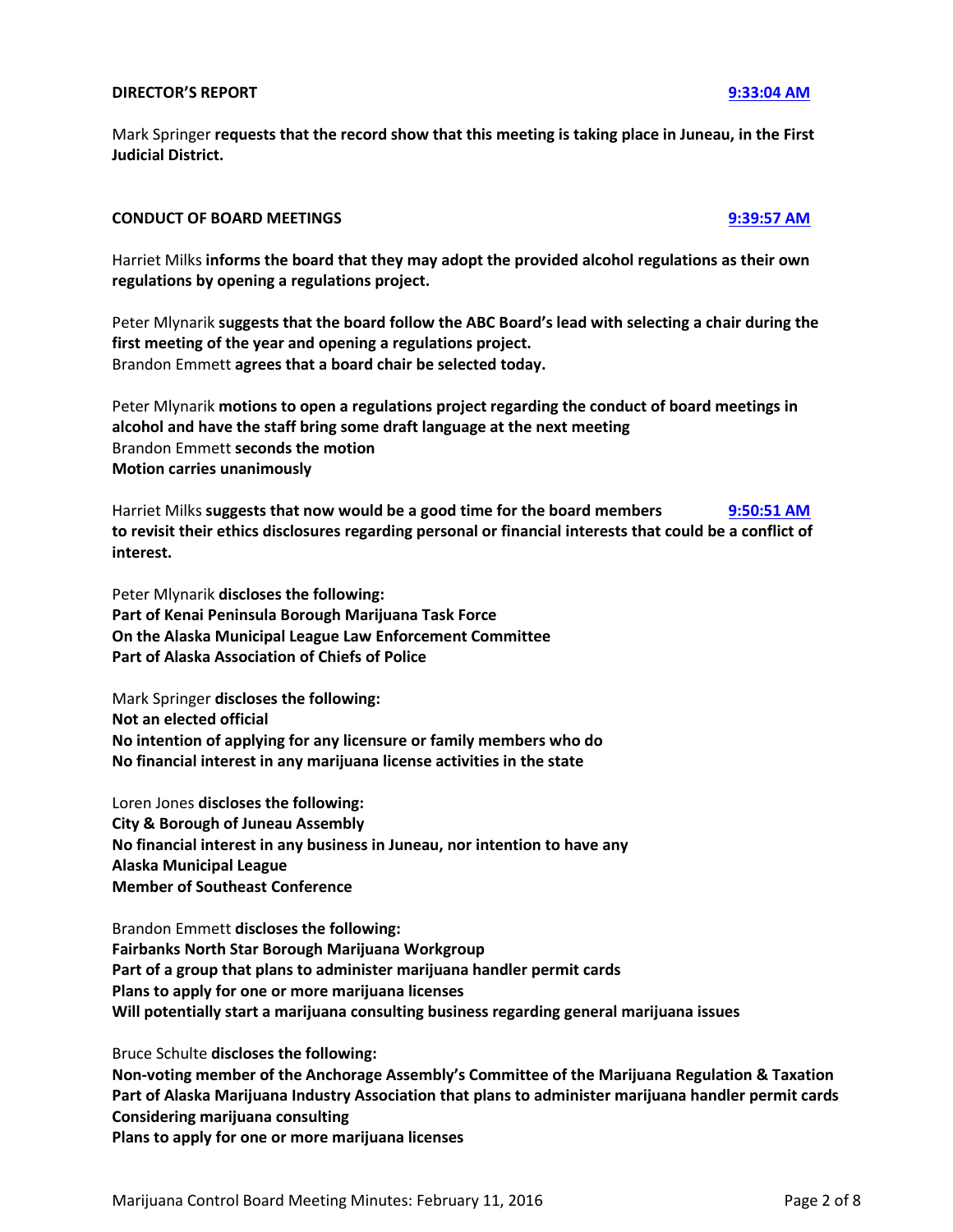**DIRECTOR'S REPORT** [9:33:04 AM]

Mark Springer **requests that the record show that this meeting is taking place in Juneau, in the First Judicial District.**

**CONDUCT OF BOARD MEETINGS** [9:39:57 AM]

Harriet Milks **informs the board that they may adopt the provided alcohol regulations as their own regulations by opening a regulations project.**

Peter Mlynarik **suggests that the board follow the ABC Board's lead with selecting a chair during the first meeting of the year and opening a regulations project.**
Brandon Emmett **agrees that a board chair be selected today.**

Peter Mlynarik **motions to open a regulations project regarding the conduct of board meetings in alcohol and have the staff bring some draft language at the next meeting**
Brandon Emmett **seconds the motion**
**Motion carries unanimously**

Harriet Milks **suggests that now would be a good time for the board members to revisit their ethics disclosures regarding personal or financial interests that could be a conflict of interest.** [9:50:51 AM]

Peter Mlynarik **discloses the following:**
**Part of Kenai Peninsula Borough Marijuana Task Force**
**On the Alaska Municipal League Law Enforcement Committee**
**Part of Alaska Association of Chiefs of Police**

Mark Springer **discloses the following:**
**Not an elected official**
**No intention of applying for any licensure or family members who do**
**No financial interest in any marijuana license activities in the state**

Loren Jones **discloses the following:**
**City & Borough of Juneau Assembly**
**No financial interest in any business in Juneau, nor intention to have any**
**Alaska Municipal League**
**Member of Southeast Conference**

Brandon Emmett **discloses the following:**
**Fairbanks North Star Borough Marijuana Workgroup**
**Part of a group that plans to administer marijuana handler permit cards**
**Plans to apply for one or more marijuana licenses**
**Will potentially start a marijuana consulting business regarding general marijuana issues**

Bruce Schulte **discloses the following:**
**Non-voting member of the Anchorage Assembly's Committee of the Marijuana Regulation & Taxation**
**Part of Alaska Marijuana Industry Association that plans to administer marijuana handler permit cards**
**Considering marijuana consulting**
**Plans to apply for one or more marijuana licenses**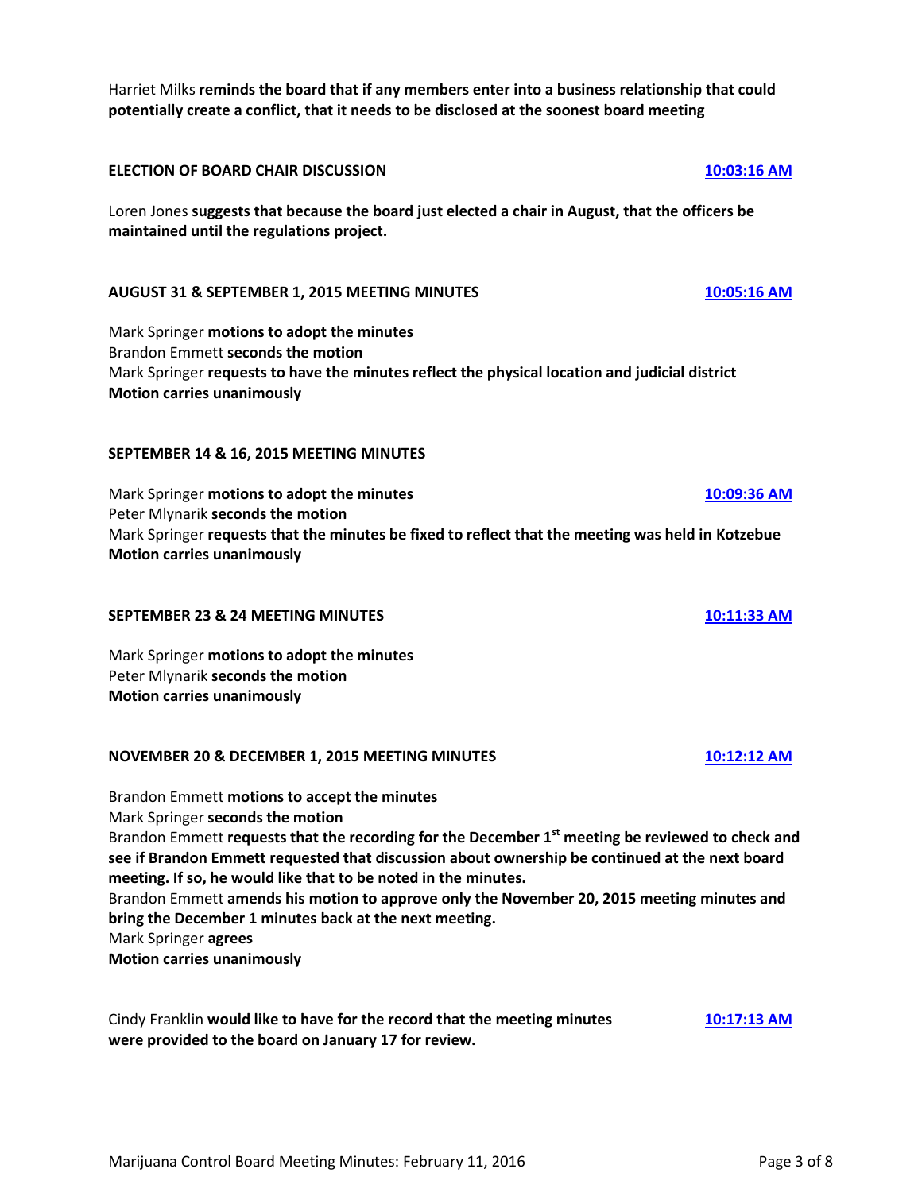Harriet Milks **reminds the board that if any members enter into a business relationship that could potentially create a conflict, that it needs to be disclosed at the soonest board meeting**

**ELECTION OF BOARD CHAIR DISCUSSION** **10:03:16 AM**

Loren Jones **suggests that because the board just elected a chair in August, that the officers be maintained until the regulations project.**

**AUGUST 31 & SEPTEMBER 1, 2015 MEETING MINUTES** **10:05:16 AM**

Mark Springer **motions to adopt the minutes**
Brandon Emmett **seconds the motion**
Mark Springer **requests to have the minutes reflect the physical location and judicial district**
**Motion carries unanimously**

**SEPTEMBER 14 & 16, 2015 MEETING MINUTES**

Mark Springer **motions to adopt the minutes** **10:09:36 AM**
Peter Mlynarik **seconds the motion**
Mark Springer **requests that the minutes be fixed to reflect that the meeting was held in Kotzebue**
**Motion carries unanimously**

**SEPTEMBER 23 & 24 MEETING MINUTES** **10:11:33 AM**

Mark Springer **motions to adopt the minutes**
Peter Mlynarik **seconds the motion**
**Motion carries unanimously**

**NOVEMBER 20 & DECEMBER 1, 2015 MEETING MINUTES** **10:12:12 AM**

Brandon Emmett **motions to accept the minutes**
Mark Springer **seconds the motion**
Brandon Emmett **requests that the recording for the December 1st meeting be reviewed to check and see if Brandon Emmett requested that discussion about ownership be continued at the next board meeting. If so, he would like that to be noted in the minutes.**
Brandon Emmett **amends his motion to approve only the November 20, 2015 meeting minutes and bring the December 1 minutes back at the next meeting.**
Mark Springer **agrees**
**Motion carries unanimously**

Cindy Franklin **would like to have for the record that the meeting minutes were provided to the board on January 17 for review.** **10:17:13 AM**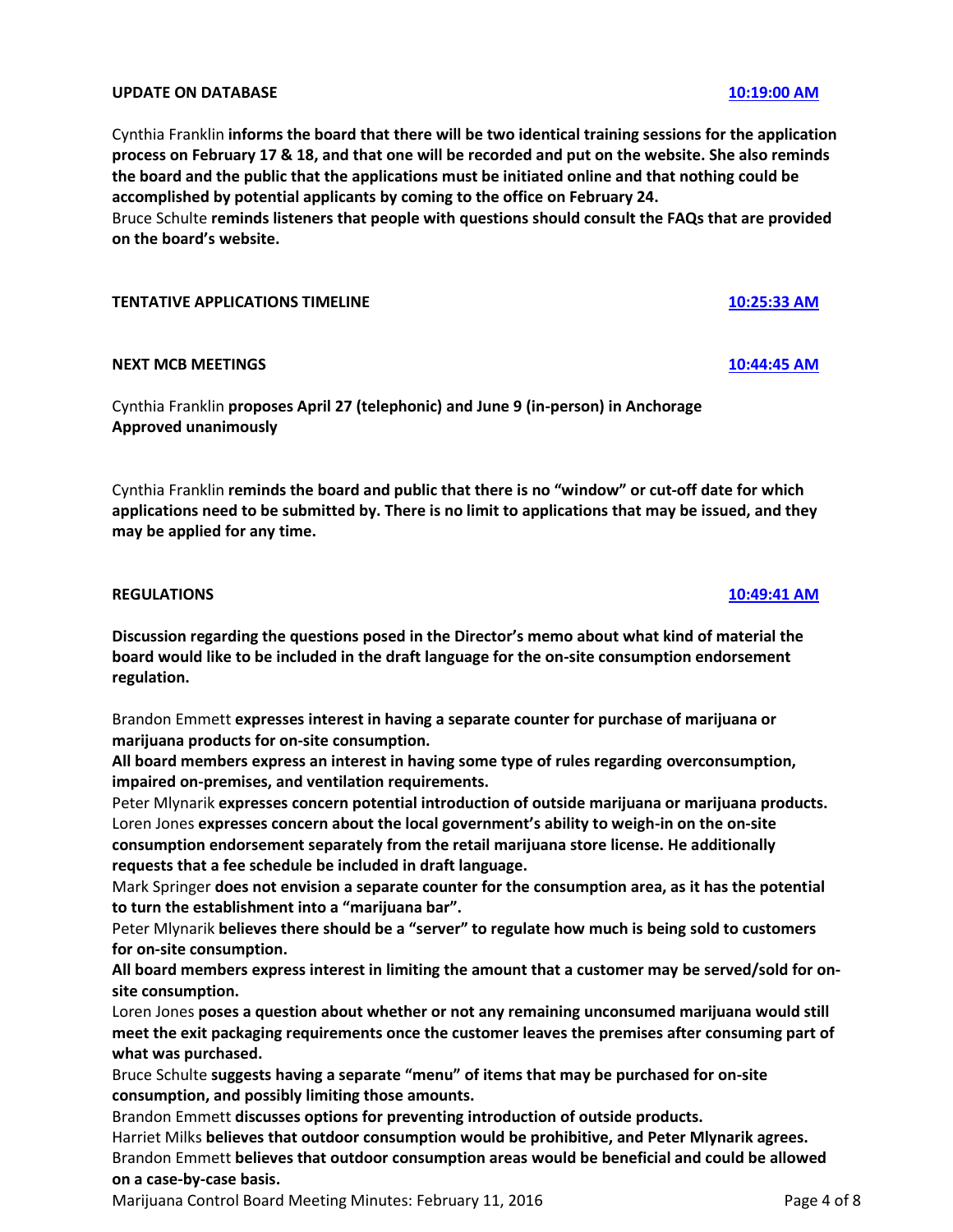**UPDATE ON DATABASE** [10:19:00 AM]

Cynthia Franklin **informs the board that there will be two identical training sessions for the application process on February 17 & 18, and that one will be recorded and put on the website. She also reminds the board and the public that the applications must be initiated online and that nothing could be accomplished by potential applicants by coming to the office on February 24.**
Bruce Schulte **reminds listeners that people with questions should consult the FAQs that are provided on the board's website.**

**TENTATIVE APPLICATIONS TIMELINE** [10:25:33 AM]

**NEXT MCB MEETINGS** [10:44:45 AM]

Cynthia Franklin **proposes April 27 (telephonic) and June 9 (in-person) in Anchorage**
**Approved unanimously**

Cynthia Franklin **reminds the board and public that there is no "window" or cut-off date for which applications need to be submitted by. There is no limit to applications that may be issued, and they may be applied for any time.**

**REGULATIONS** [10:49:41 AM]

**Discussion regarding the questions posed in the Director's memo about what kind of material the board would like to be included in the draft language for the on-site consumption endorsement regulation.**

Brandon Emmett **expresses interest in having a separate counter for purchase of marijuana or marijuana products for on-site consumption.**
**All board members express an interest in having some type of rules regarding overconsumption, impaired on-premises, and ventilation requirements.**
Peter Mlynarik **expresses concern potential introduction of outside marijuana or marijuana products.**
Loren Jones **expresses concern about the local government's ability to weigh-in on the on-site consumption endorsement separately from the retail marijuana store license. He additionally requests that a fee schedule be included in draft language.**
Mark Springer **does not envision a separate counter for the consumption area, as it has the potential to turn the establishment into a "marijuana bar".**
Peter Mlynarik **believes there should be a "server" to regulate how much is being sold to customers for on-site consumption.**
**All board members express interest in limiting the amount that a customer may be served/sold for on-site consumption.**
Loren Jones **poses a question about whether or not any remaining unconsumed marijuana would still meet the exit packaging requirements once the customer leaves the premises after consuming part of what was purchased.**
Bruce Schulte **suggests having a separate "menu" of items that may be purchased for on-site consumption, and possibly limiting those amounts.**
Brandon Emmett **discusses options for preventing introduction of outside products.**
Harriet Milks **believes that outdoor consumption would be prohibitive, and Peter Mlynarik agrees.**
Brandon Emmett **believes that outdoor consumption areas would be beneficial and could be allowed on a case-by-case basis.**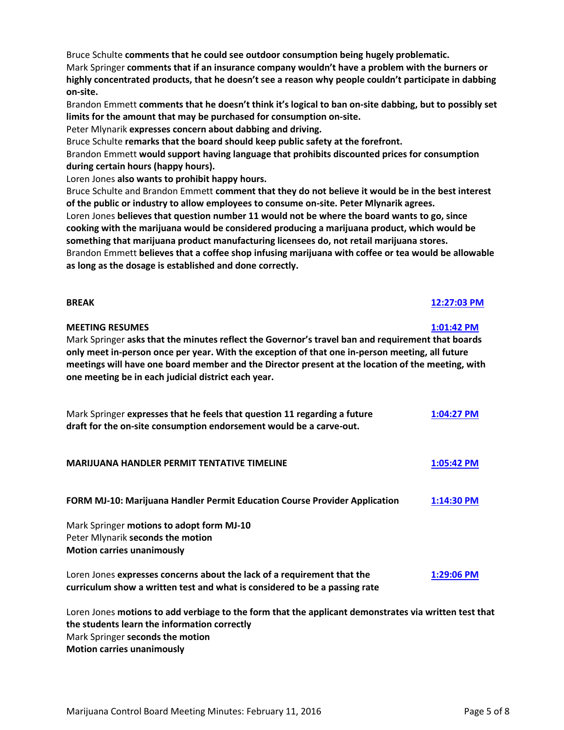Bruce Schulte **comments that he could see outdoor consumption being hugely problematic.**
Mark Springer **comments that if an insurance company wouldn't have a problem with the burners or highly concentrated products, that he doesn't see a reason why people couldn't participate in dabbing on-site.**
Brandon Emmett **comments that he doesn't think it's logical to ban on-site dabbing, but to possibly set limits for the amount that may be purchased for consumption on-site.**
Peter Mlynarik **expresses concern about dabbing and driving.**
Bruce Schulte **remarks that the board should keep public safety at the forefront.**
Brandon Emmett **would support having language that prohibits discounted prices for consumption during certain hours (happy hours).**
Loren Jones **also wants to prohibit happy hours.**
Bruce Schulte and Brandon Emmett **comment that they do not believe it would be in the best interest of the public or industry to allow employees to consume on-site. Peter Mlynarik agrees.**
Loren Jones **believes that question number 11 would not be where the board wants to go, since cooking with the marijuana would be considered producing a marijuana product, which would be something that marijuana product manufacturing licensees do, not retail marijuana stores.**
Brandon Emmett **believes that a coffee shop infusing marijuana with coffee or tea would be allowable as long as the dosage is established and done correctly.**

**BREAK** [12:27:03 PM]

**MEETING RESUMES** [1:01:42 PM]

Mark Springer **asks that the minutes reflect the Governor's travel ban and requirement that boards only meet in-person once per year. With the exception of that one in-person meeting, all future meetings will have one board member and the Director present at the location of the meeting, with one meeting be in each judicial district each year.**

Mark Springer **expresses that he feels that question 11 regarding a future draft for the on-site consumption endorsement would be a carve-out.** [1:04:27 PM]

**MARIJUANA HANDLER PERMIT TENTATIVE TIMELINE** [1:05:42 PM]

**FORM MJ-10: Marijuana Handler Permit Education Course Provider Application** [1:14:30 PM]

Mark Springer **motions to adopt form MJ-10**
Peter Mlynarik **seconds the motion**
**Motion carries unanimously**

Loren Jones **expresses concerns about the lack of a requirement that the curriculum show a written test and what is considered to be a passing rate** [1:29:06 PM]

Loren Jones **motions to add verbiage to the form that the applicant demonstrates via written test that the students learn the information correctly**
Mark Springer **seconds the motion**
**Motion carries unanimously**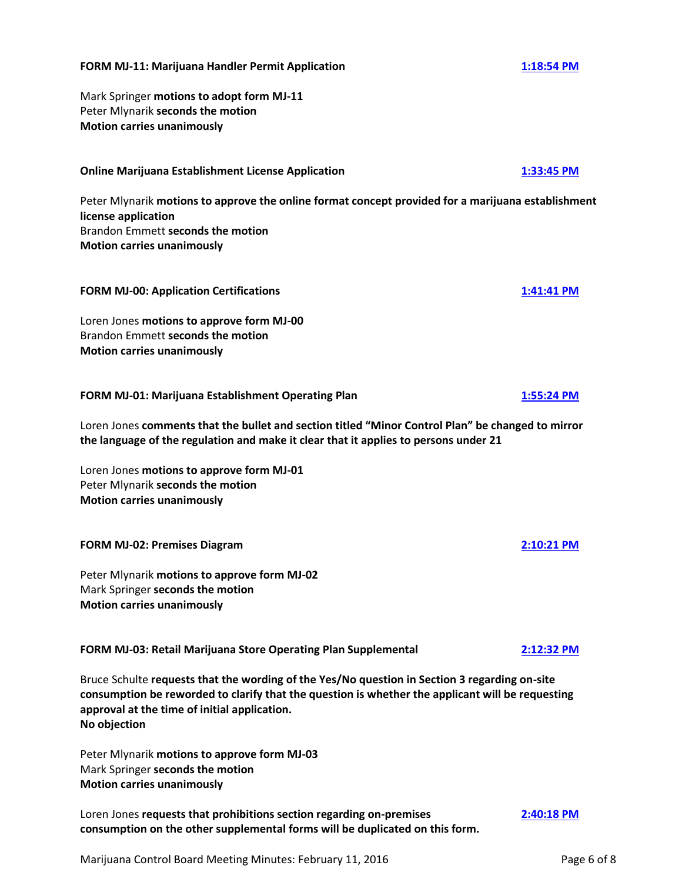**FORM MJ-11: Marijuana Handler Permit Application** **1:18:54 PM**

Mark Springer **motions to adopt form MJ-11**
Peter Mlynarik **seconds the motion**
**Motion carries unanimously**

**Online Marijuana Establishment License Application** **1:33:45 PM**

Peter Mlynarik **motions to approve the online format concept provided for a marijuana establishment license application**
Brandon Emmett **seconds the motion**
**Motion carries unanimously**

**FORM MJ-00: Application Certifications** **1:41:41 PM**

Loren Jones **motions to approve form MJ-00**
Brandon Emmett **seconds the motion**
**Motion carries unanimously**

**FORM MJ-01: Marijuana Establishment Operating Plan** **1:55:24 PM**

Loren Jones **comments that the bullet and section titled "Minor Control Plan" be changed to mirror the language of the regulation and make it clear that it applies to persons under 21**

Loren Jones **motions to approve form MJ-01**
Peter Mlynarik **seconds the motion**
**Motion carries unanimously**

**FORM MJ-02: Premises Diagram** **2:10:21 PM**

Peter Mlynarik **motions to approve form MJ-02**
Mark Springer **seconds the motion**
**Motion carries unanimously**

**FORM MJ-03: Retail Marijuana Store Operating Plan Supplemental** **2:12:32 PM**

Bruce Schulte **requests that the wording of the Yes/No question in Section 3 regarding on-site consumption be reworded to clarify that the question is whether the applicant will be requesting approval at the time of initial application.**
**No objection**

Peter Mlynarik **motions to approve form MJ-03**
Mark Springer **seconds the motion**
**Motion carries unanimously**

Loren Jones **requests that prohibitions section regarding on-premises consumption on the other supplemental forms will be duplicated on this form.** **2:40:18 PM**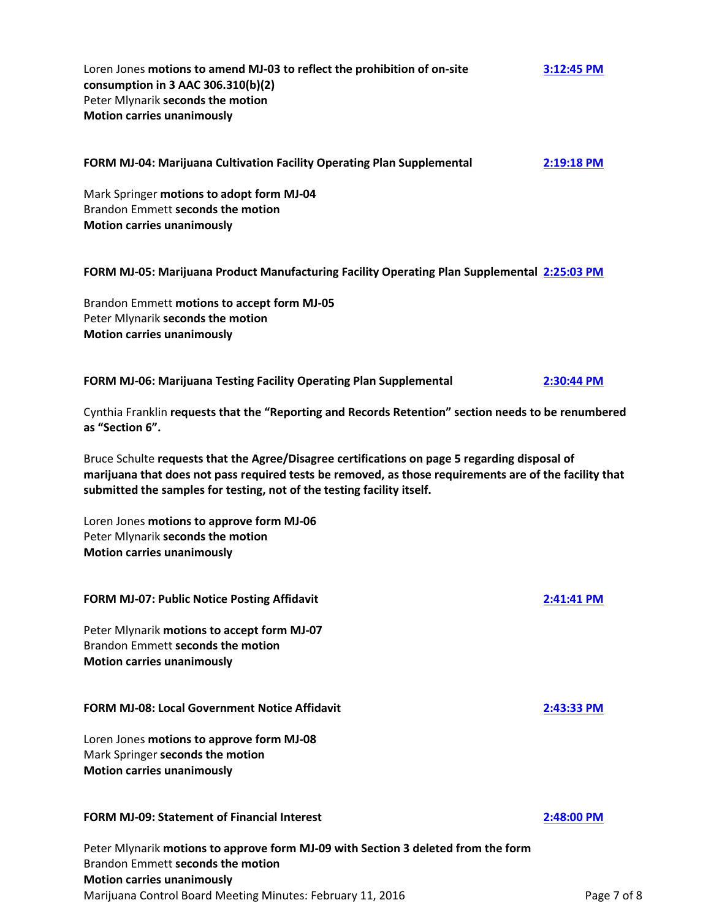Loren Jones **motions to amend MJ-03 to reflect the prohibition of on-site consumption in 3 AAC 306.310(b)(2)** **3:12:45 PM**
Peter Mlynarik **seconds the motion**
**Motion carries unanimously**

**FORM MJ-04: Marijuana Cultivation Facility Operating Plan Supplemental** **2:19:18 PM**

Mark Springer **motions to adopt form MJ-04**
Brandon Emmett **seconds the motion**
**Motion carries unanimously**

**FORM MJ-05: Marijuana Product Manufacturing Facility Operating Plan Supplemental** **2:25:03 PM**

Brandon Emmett **motions to accept form MJ-05**
Peter Mlynarik **seconds the motion**
**Motion carries unanimously**

**FORM MJ-06: Marijuana Testing Facility Operating Plan Supplemental** **2:30:44 PM**

Cynthia Franklin **requests that the "Reporting and Records Retention" section needs to be renumbered as "Section 6".**

Bruce Schulte **requests that the Agree/Disagree certifications on page 5 regarding disposal of marijuana that does not pass required tests be removed, as those requirements are of the facility that submitted the samples for testing, not of the testing facility itself.**

Loren Jones **motions to approve form MJ-06**
Peter Mlynarik **seconds the motion**
**Motion carries unanimously**

**FORM MJ-07: Public Notice Posting Affidavit** **2:41:41 PM**

Peter Mlynarik **motions to accept form MJ-07**
Brandon Emmett **seconds the motion**
**Motion carries unanimously**

**FORM MJ-08: Local Government Notice Affidavit** **2:43:33 PM**

Loren Jones **motions to approve form MJ-08**
Mark Springer **seconds the motion**
**Motion carries unanimously**

**FORM MJ-09: Statement of Financial Interest** **2:48:00 PM**

Peter Mlynarik **motions to approve form MJ-09 with Section 3 deleted from the form**
Brandon Emmett **seconds the motion**
**Motion carries unanimously**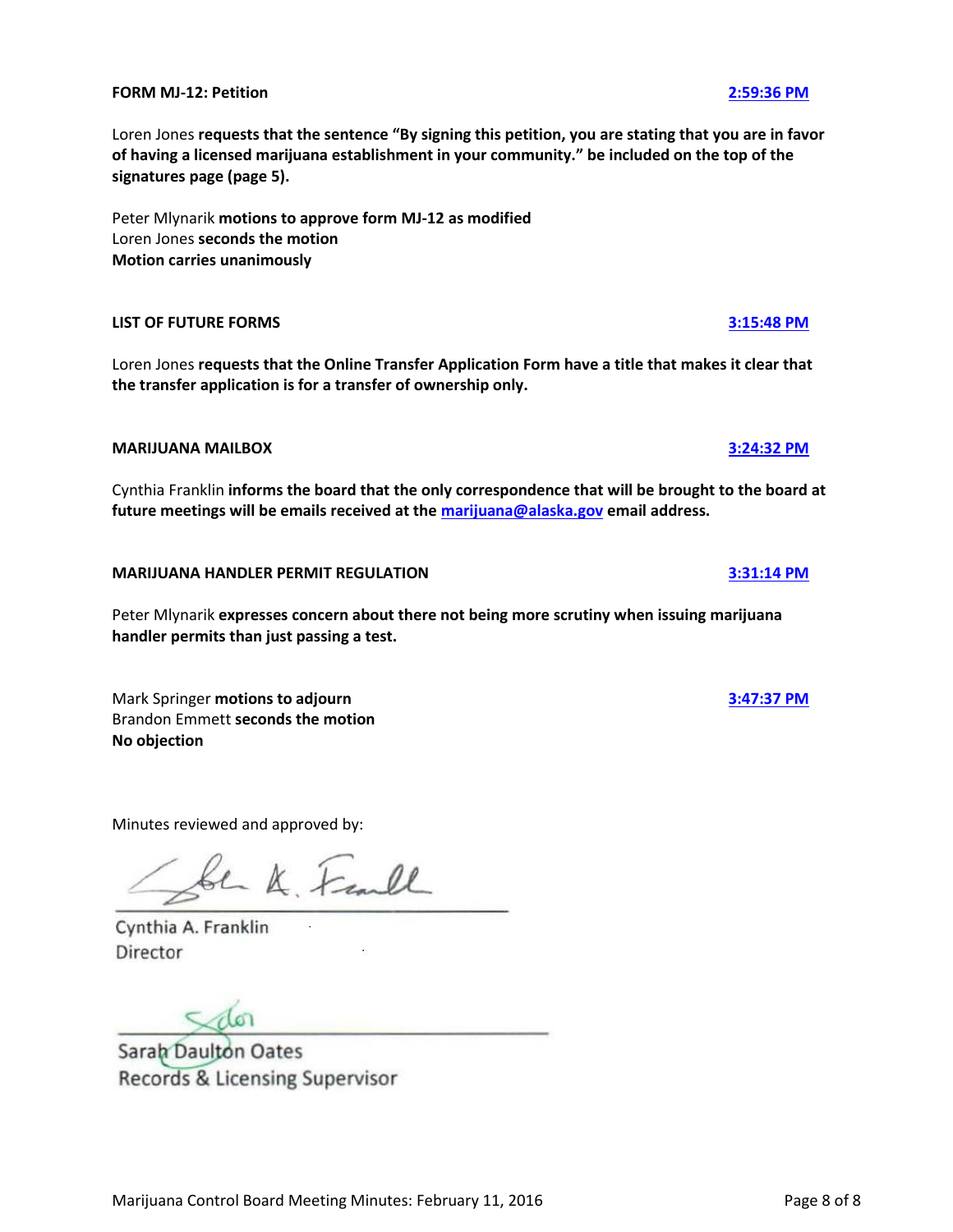**FORM MJ-12: Petition** [2:59:36 PM]

Loren Jones **requests that the sentence "By signing this petition, you are stating that you are in favor of having a licensed marijuana establishment in your community." be included on the top of the signatures page (page 5).**

Peter Mlynarik **motions to approve form MJ-12 as modified**
Loren Jones **seconds the motion**
**Motion carries unanimously**

**LIST OF FUTURE FORMS** [3:15:48 PM]

Loren Jones **requests that the Online Transfer Application Form have a title that makes it clear that the transfer application is for a transfer of ownership only.**

**MARIJUANA MAILBOX** [3:24:32 PM]

Cynthia Franklin **informs the board that the only correspondence that will be brought to the board at future meetings will be emails received at the marijuana@alaska.gov email address.**

**MARIJUANA HANDLER PERMIT REGULATION** [3:31:14 PM]

Peter Mlynarik **expresses concern about there not being more scrutiny when issuing marijuana handler permits than just passing a test.**

Mark Springer **motions to adjourn** [3:47:37 PM]
Brandon Emmett **seconds the motion**
**No objection**

Minutes reviewed and approved by:

Cynthia A. Franklin
Director

Sarah Daulton Oates
Records & Licensing Supervisor